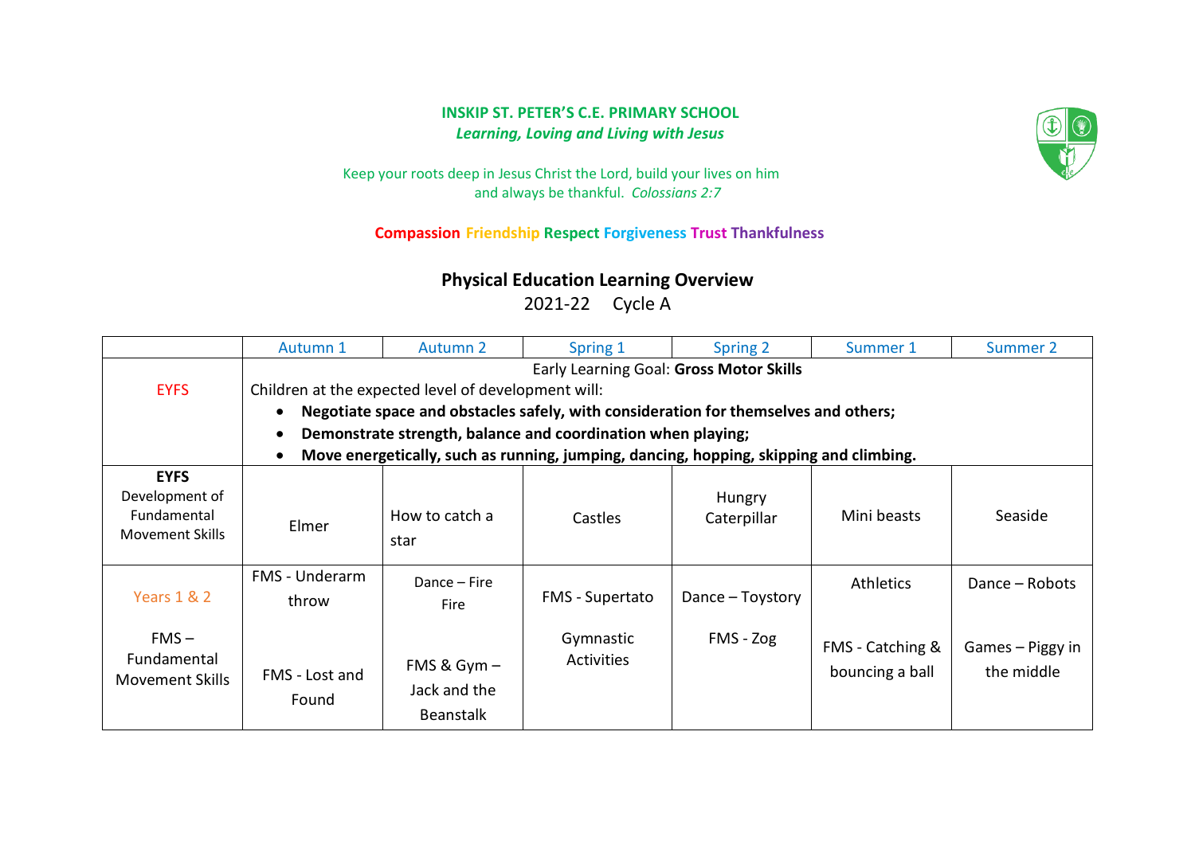**INSKIP ST. PETER'S C.E. PRIMARY SCHOOL**

***Learning, Loving and Living with Jesus***

Keep your roots deep in Jesus Christ the Lord, build your lives on him and always be thankful. *Colossians 2:7*

**Compassion Friendship Respect Forgiveness Trust Thankfulness**

## Physical Education Learning Overview

2021-22 Cycle A

| | Autumn 1 | Autumn 2 | Spring 1 | Spring 2 | Summer 1 | Summer 2 |
|---|---|---|---|---|---|---|
| EYFS | Early Learning Goal: **Gross Motor Skills**<br>Children at the expected level of development will:<br>• **Negotiate space and obstacles safely, with consideration for themselves and others;**<br>• **Demonstrate strength, balance and coordination when playing;**<br>• **Move energetically, such as running, jumping, dancing, hopping, skipping and climbing.** | | | | | |
| **EYFS**<br>Development of Fundamental Movement Skills | Elmer | How to catch a star | Castles | Hungry Caterpillar | Mini beasts | Seaside |
| Years 1 & 2<br><br>FMS – Fundamental Movement Skills | FMS - Underarm throw<br><br>FMS - Lost and Found | Dance – Fire Fire<br><br>FMS & Gym – Jack and the Beanstalk | FMS - Supertato<br><br>Gymnastic Activities | Dance – Toystory<br><br>FMS - Zog | Athletics<br><br>FMS - Catching & bouncing a ball | Dance – Robots<br><br>Games – Piggy in the middle |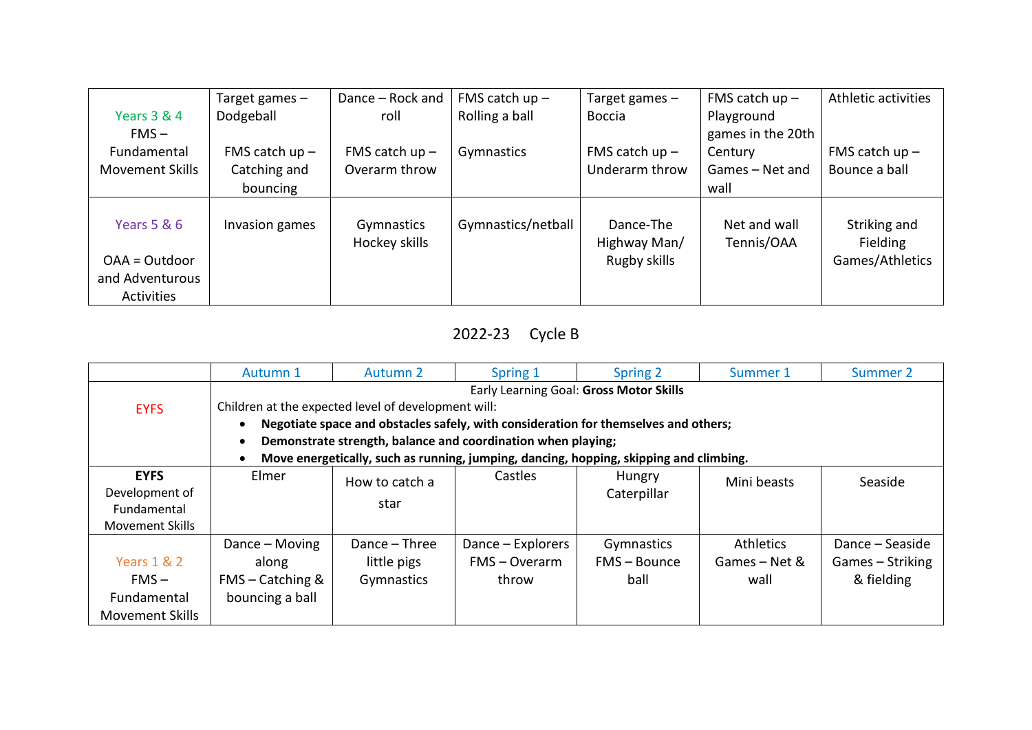| Years 3 & 4<br>FMS – Fundamental Movement Skills | Target games – Dodgeball<br><br>FMS catch up – Catching and bouncing | Dance – Rock and roll<br><br>FMS catch up – Overarm throw | FMS catch up – Rolling a ball<br><br>Gymnastics | Target games – Boccia<br><br>FMS catch up – Underarm throw | FMS catch up – Playground games in the 20th Century<br>Games – Net and wall | Athletic activities<br><br>FMS catch up – Bounce a ball |
|---|---|---|---|---|---|---|
| Years 5 & 6<br><br>OAA = Outdoor and Adventurous Activities | Invasion games | Gymnastics<br>Hockey skills | Gymnastics/netball | Dance-The Highway Man/<br>Rugby skills | Net and wall<br>Tennis/OAA | Striking and Fielding Games/Athletics |

2022-23 Cycle B

| | Autumn 1 | Autumn 2 | Spring 1 | Spring 2 | Summer 1 | Summer 2 |
|---|---|---|---|---|---|---|
| EYFS | Early Learning Goal: **Gross Motor Skills**<br>Children at the expected level of development will:<br>• **Negotiate space and obstacles safely, with consideration for themselves and others;**<br>• **Demonstrate strength, balance and coordination when playing;**<br>• **Move energetically, such as running, jumping, dancing, hopping, skipping and climbing.** | | | | | |
| **EYFS**<br>Development of Fundamental Movement Skills | Elmer | How to catch a star | Castles | Hungry Caterpillar | Mini beasts | Seaside |
| Years 1 & 2<br>FMS – Fundamental Movement Skills | Dance – Moving along<br>FMS – Catching & bouncing a ball | Dance – Three little pigs<br>Gymnastics | Dance – Explorers<br>FMS – Overarm throw | Gymnastics<br>FMS – Bounce ball | Athletics<br>Games – Net & wall | Dance – Seaside<br>Games – Striking & fielding |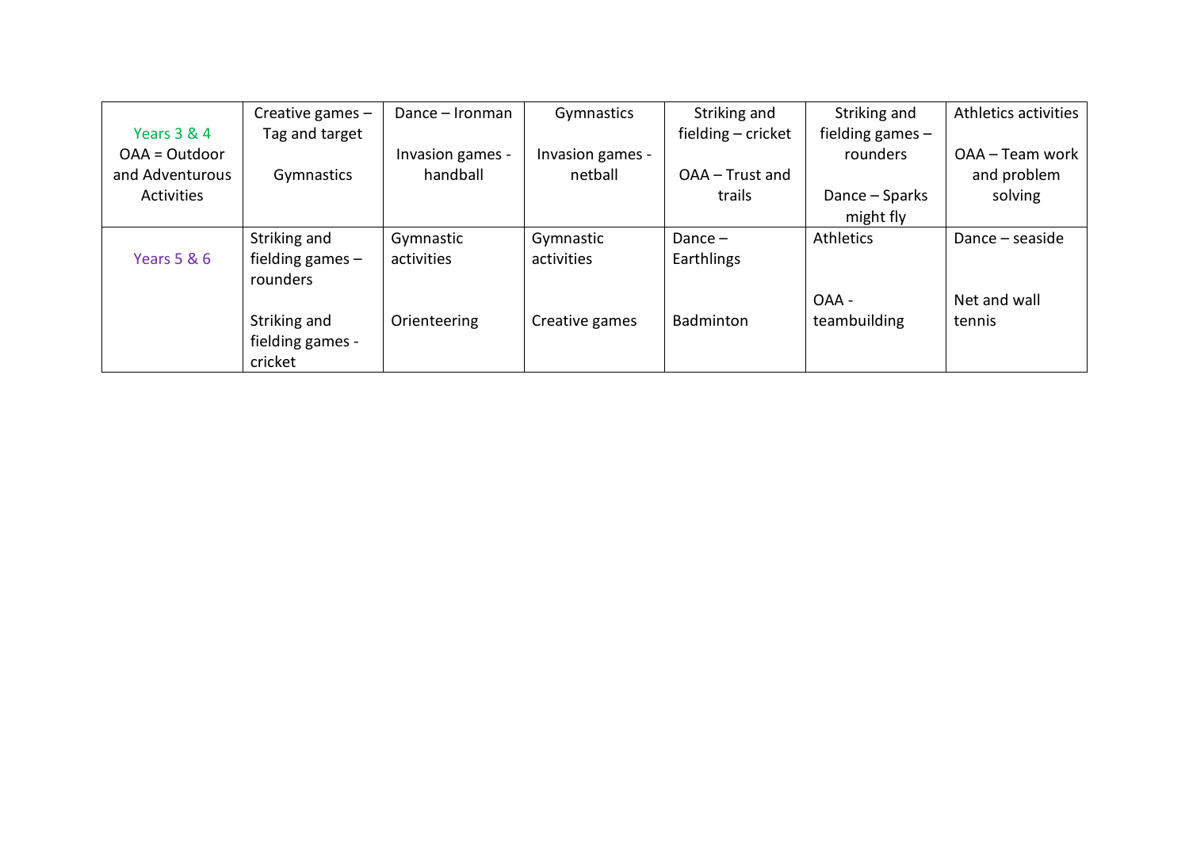| | | | | | | |
|---|---|---|---|---|---|---|
| Years 3 & 4<br>OAA = Outdoor and Adventurous Activities | Creative games – Tag and target<br><br>Gymnastics | Dance – Ironman<br><br>Invasion games - handball | Gymnastics<br><br>Invasion games - netball | Striking and fielding – cricket<br><br>OAA – Trust and trails | Striking and fielding games – rounders<br><br>Dance – Sparks might fly | Athletics activities<br><br>OAA – Team work and problem solving |
| Years 5 & 6 | Striking and fielding games – rounders<br><br>Striking and fielding games - cricket | Gymnastic activities<br><br>Orienteering | Gymnastic activities<br><br>Creative games | Dance – Earthlings<br><br>Badminton | Athletics<br><br>OAA - teambuilding | Dance – seaside<br><br>Net and wall tennis |